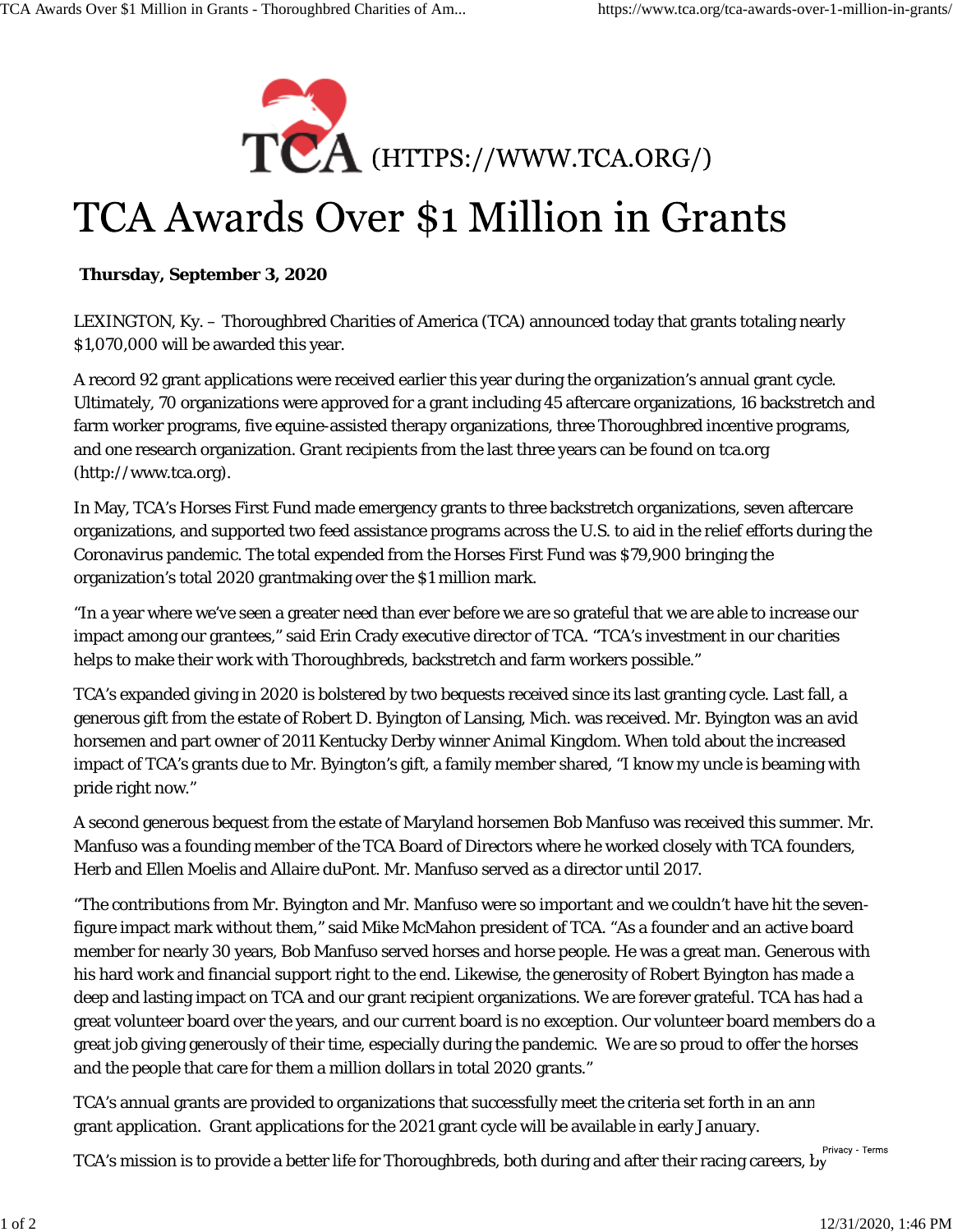TCA (HTTPS://WWW.TCA.ORG/)

# TCA Awards Over $1 Million in Grants

**Thursday, September 3, 2020**

LEXINGTON, Ky. – Thoroughbred Charities of America (TCA) announced today that grants totaling nearly $1,070,000 will be awarded this year.

A record 92 grant applications were received earlier this year during the organization's annual grant cycle. Ultimately, 70 organizations were approved for a grant including 45 aftercare organizations, 16 backstretch and farm worker programs, five equine-assisted therapy organizations, three Thoroughbred incentive programs, and one research organization. Grant recipients from the last three years can be found on tca.org (http://www.tca.org).

In May, TCA's Horses First Fund made emergency grants to three backstretch organizations, seven aftercare organizations, and supported two feed assistance programs across the U.S. to aid in the relief efforts during the Coronavirus pandemic. The total expended from the Horses First Fund was $79,900 bringing the organization's total 2020 grantmaking over the $1 million mark.

"In a year where we've seen a greater need than ever before we are so grateful that we are able to increase our impact among our grantees," said Erin Crady executive director of TCA. "TCA's investment in our charities helps to make their work with Thoroughbreds, backstretch and farm workers possible."

TCA's expanded giving in 2020 is bolstered by two bequests received since its last granting cycle. Last fall, a generous gift from the estate of Robert D. Byington of Lansing, Mich. was received. Mr. Byington was an avid horsemen and part owner of 2011 Kentucky Derby winner Animal Kingdom. When told about the increased impact of TCA's grants due to Mr. Byington's gift, a family member shared, "I know my uncle is beaming with pride right now."

A second generous bequest from the estate of Maryland horsemen Bob Manfuso was received this summer. Mr. Manfuso was a founding member of the TCA Board of Directors where he worked closely with TCA founders, Herb and Ellen Moelis and Allaire duPont. Mr. Manfuso served as a director until 2017.

"The contributions from Mr. Byington and Mr. Manfuso were so important and we couldn't have hit the seven-figure impact mark without them," said Mike McMahon president of TCA. "As a founder and an active board member for nearly 30 years, Bob Manfuso served horses and horse people. He was a great man. Generous with his hard work and financial support right to the end. Likewise, the generosity of Robert Byington has made a deep and lasting impact on TCA and our grant recipient organizations. We are forever grateful. TCA has had a great volunteer board over the years, and our current board is no exception. Our volunteer board members do a great job giving generously of their time, especially during the pandemic. We are so proud to offer the horses and the people that care for them a million dollars in total 2020 grants."

TCA's annual grants are provided to organizations that successfully meet the criteria set forth in an ann grant application. Grant applications for the 2021 grant cycle will be available in early January.

TCA's mission is to provide a better life for Thoroughbreds, both during and after their racing careers, by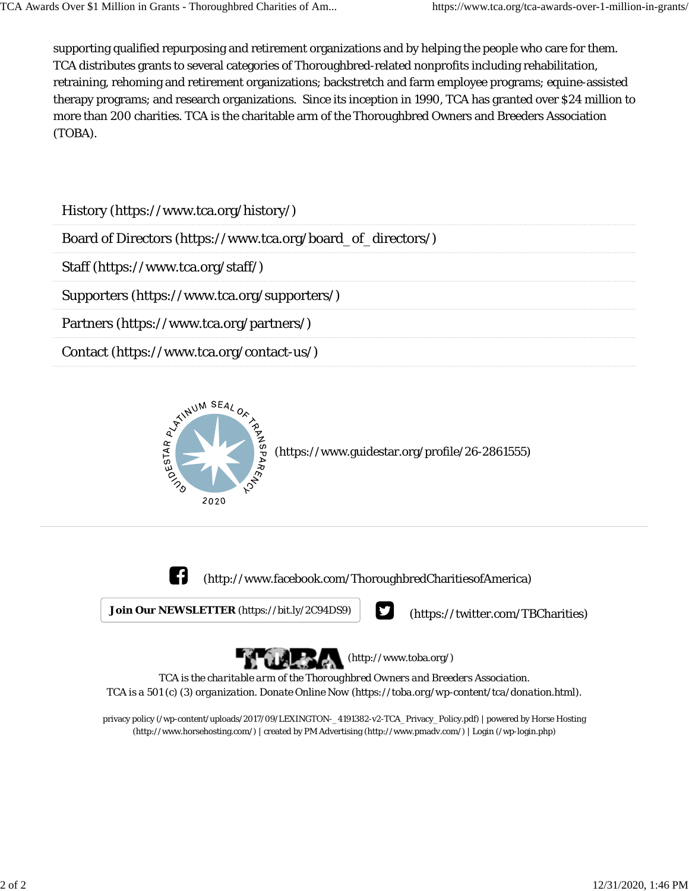supporting qualified repurposing and retirement organizations and by helping the people who care for them. TCA distributes grants to several categories of Thoroughbred-related nonprofits including rehabilitation, retraining, rehoming and retirement organizations; backstretch and farm employee programs; equine-assisted therapy programs; and research organizations. Since its inception in 1990, TCA has granted over $24 million to more than 200 charities. TCA is the charitable arm of the Thoroughbred Owners and Breeders Association (TOBA).

- History (https://www.tca.org/history/)
- Board of Directors (https://www.tca.org/board_of_directors/)
- Staff (https://www.tca.org/staff/)
- Supporters (https://www.tca.org/supporters/)
- Partners (https://www.tca.org/partners/)
- Contact (https://www.tca.org/contact-us/)

GUIDESTAR PLATINUM SEAL OF TRANSPARENCY 2020 (https://www.guidestar.org/profile/26-2861555)

(http://www.facebook.com/ThoroughbredCharitiesofAmerica)

**Join Our NEWSLETTER** (https://bit.ly/2C94DS9)

(https://twitter.com/TBCharities)

TOBA (http://www.toba.org/)

*TCA is the charitable arm of the Thoroughbred Owners and Breeders Association.*
TCA is a 501(c) (3) organization. Donate Online Now (https://toba.org/wp-content/tca/donation.html).

privacy policy (/wp-content/uploads/2017/09/LEXINGTON-_4191382-v2-TCA_Privacy_Policy.pdf) | powered by Horse Hosting (http://www.horsehosting.com/) | created by PM Advertising (http://www.pmadv.com/) | Login (/wp-login.php)